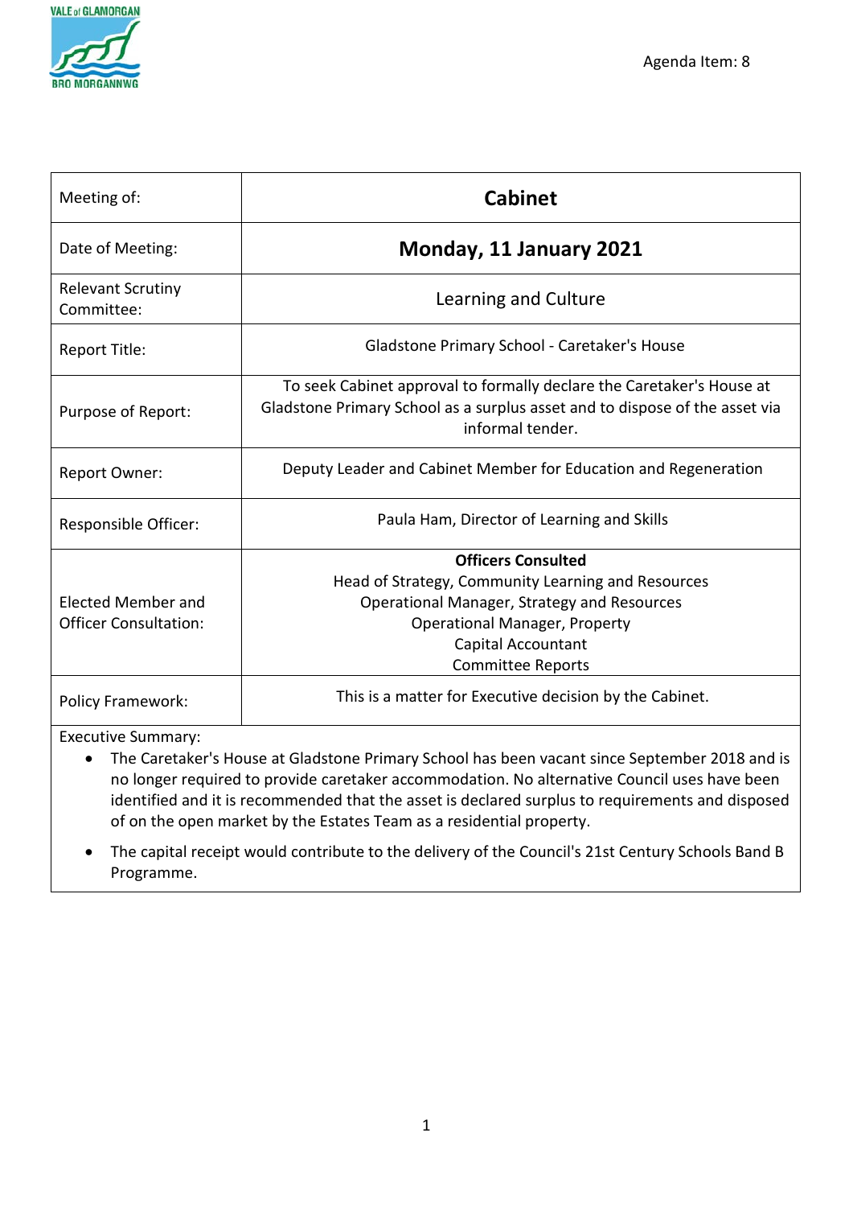Agenda Item: 8

| Meeting of: | **Cabinet** |
|---|---|
| Date of Meeting: | **Monday, 11 January 2021** |
| Relevant Scrutiny Committee: | Learning and Culture |
| Report Title: | Gladstone Primary School - Caretaker's House |
| Purpose of Report: | To seek Cabinet approval to formally declare the Caretaker's House at Gladstone Primary School as a surplus asset and to dispose of the asset via informal tender. |
| Report Owner: | Deputy Leader and Cabinet Member for Education and Regeneration |
| Responsible Officer: | Paula Ham, Director of Learning and Skills |
| Elected Member and Officer Consultation: | **Officers Consulted**<br>Head of Strategy, Community Learning and Resources<br>Operational Manager, Strategy and Resources<br>Operational Manager, Property<br>Capital Accountant<br>Committee Reports |
| Policy Framework: | This is a matter for Executive decision by the Cabinet. |

Executive Summary:

- The Caretaker's House at Gladstone Primary School has been vacant since September 2018 and is no longer required to provide caretaker accommodation. No alternative Council uses have been identified and it is recommended that the asset is declared surplus to requirements and disposed of on the open market by the Estates Team as a residential property.
- The capital receipt would contribute to the delivery of the Council's 21st Century Schools Band B Programme.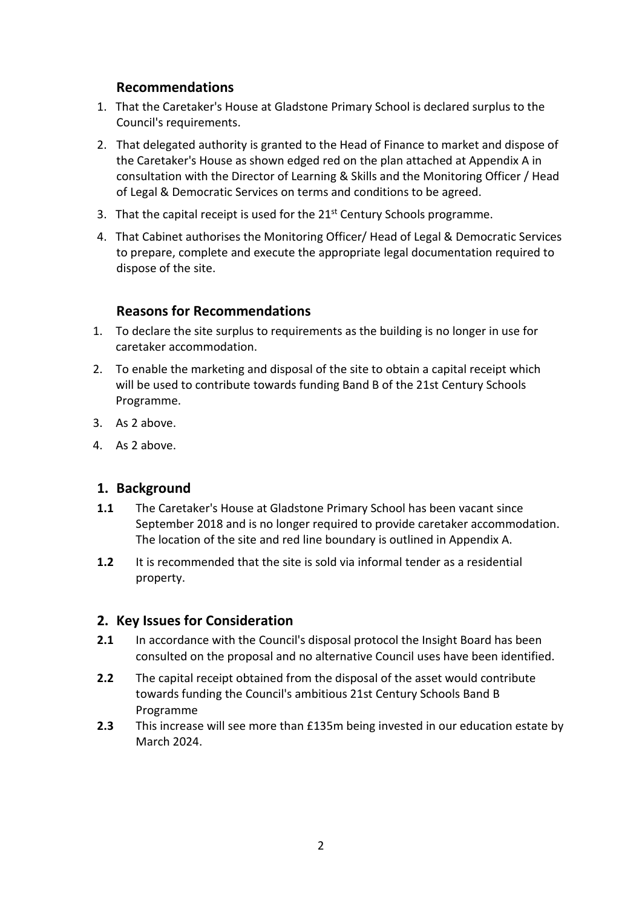## Recommendations

1. That the Caretaker's House at Gladstone Primary School is declared surplus to the Council's requirements.
2. That delegated authority is granted to the Head of Finance to market and dispose of the Caretaker's House as shown edged red on the plan attached at Appendix A in consultation with the Director of Learning & Skills and the Monitoring Officer / Head of Legal & Democratic Services on terms and conditions to be agreed.
3. That the capital receipt is used for the 21st Century Schools programme.
4. That Cabinet authorises the Monitoring Officer/ Head of Legal & Democratic Services to prepare, complete and execute the appropriate legal documentation required to dispose of the site.

## Reasons for Recommendations

1. To declare the site surplus to requirements as the building is no longer in use for caretaker accommodation.
2. To enable the marketing and disposal of the site to obtain a capital receipt which will be used to contribute towards funding Band B of the 21st Century Schools Programme.
3. As 2 above.
4. As 2 above.

## 1. Background

**1.1** The Caretaker's House at Gladstone Primary School has been vacant since September 2018 and is no longer required to provide caretaker accommodation. The location of the site and red line boundary is outlined in Appendix A.

**1.2** It is recommended that the site is sold via informal tender as a residential property.

## 2. Key Issues for Consideration

**2.1** In accordance with the Council's disposal protocol the Insight Board has been consulted on the proposal and no alternative Council uses have been identified.

**2.2** The capital receipt obtained from the disposal of the asset would contribute towards funding the Council's ambitious 21st Century Schools Band B Programme

**2.3** This increase will see more than £135m being invested in our education estate by March 2024.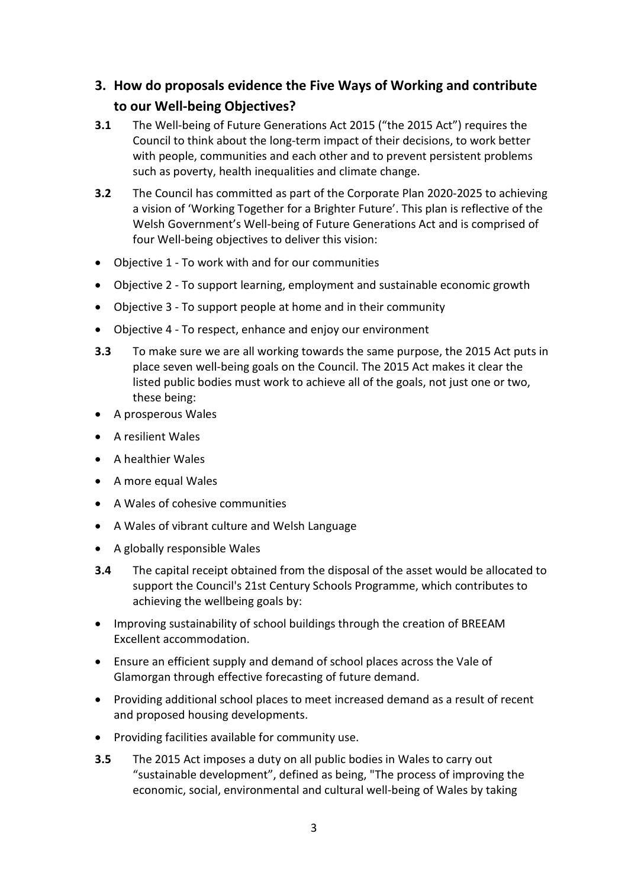## 3. How do proposals evidence the Five Ways of Working and contribute to our Well-being Objectives?

**3.1** The Well-being of Future Generations Act 2015 ("the 2015 Act") requires the Council to think about the long-term impact of their decisions, to work better with people, communities and each other and to prevent persistent problems such as poverty, health inequalities and climate change.

**3.2** The Council has committed as part of the Corporate Plan 2020-2025 to achieving a vision of 'Working Together for a Brighter Future'. This plan is reflective of the Welsh Government's Well-being of Future Generations Act and is comprised of four Well-being objectives to deliver this vision:

- Objective 1 - To work with and for our communities
- Objective 2 - To support learning, employment and sustainable economic growth
- Objective 3 - To support people at home and in their community
- Objective 4 - To respect, enhance and enjoy our environment

**3.3** To make sure we are all working towards the same purpose, the 2015 Act puts in place seven well-being goals on the Council. The 2015 Act makes it clear the listed public bodies must work to achieve all of the goals, not just one or two, these being:

- A prosperous Wales
- A resilient Wales
- A healthier Wales
- A more equal Wales
- A Wales of cohesive communities
- A Wales of vibrant culture and Welsh Language
- A globally responsible Wales

**3.4** The capital receipt obtained from the disposal of the asset would be allocated to support the Council's 21st Century Schools Programme, which contributes to achieving the wellbeing goals by:

- Improving sustainability of school buildings through the creation of BREEAM Excellent accommodation.
- Ensure an efficient supply and demand of school places across the Vale of Glamorgan through effective forecasting of future demand.
- Providing additional school places to meet increased demand as a result of recent and proposed housing developments.
- Providing facilities available for community use.

**3.5** The 2015 Act imposes a duty on all public bodies in Wales to carry out "sustainable development", defined as being, "The process of improving the economic, social, environmental and cultural well-being of Wales by taking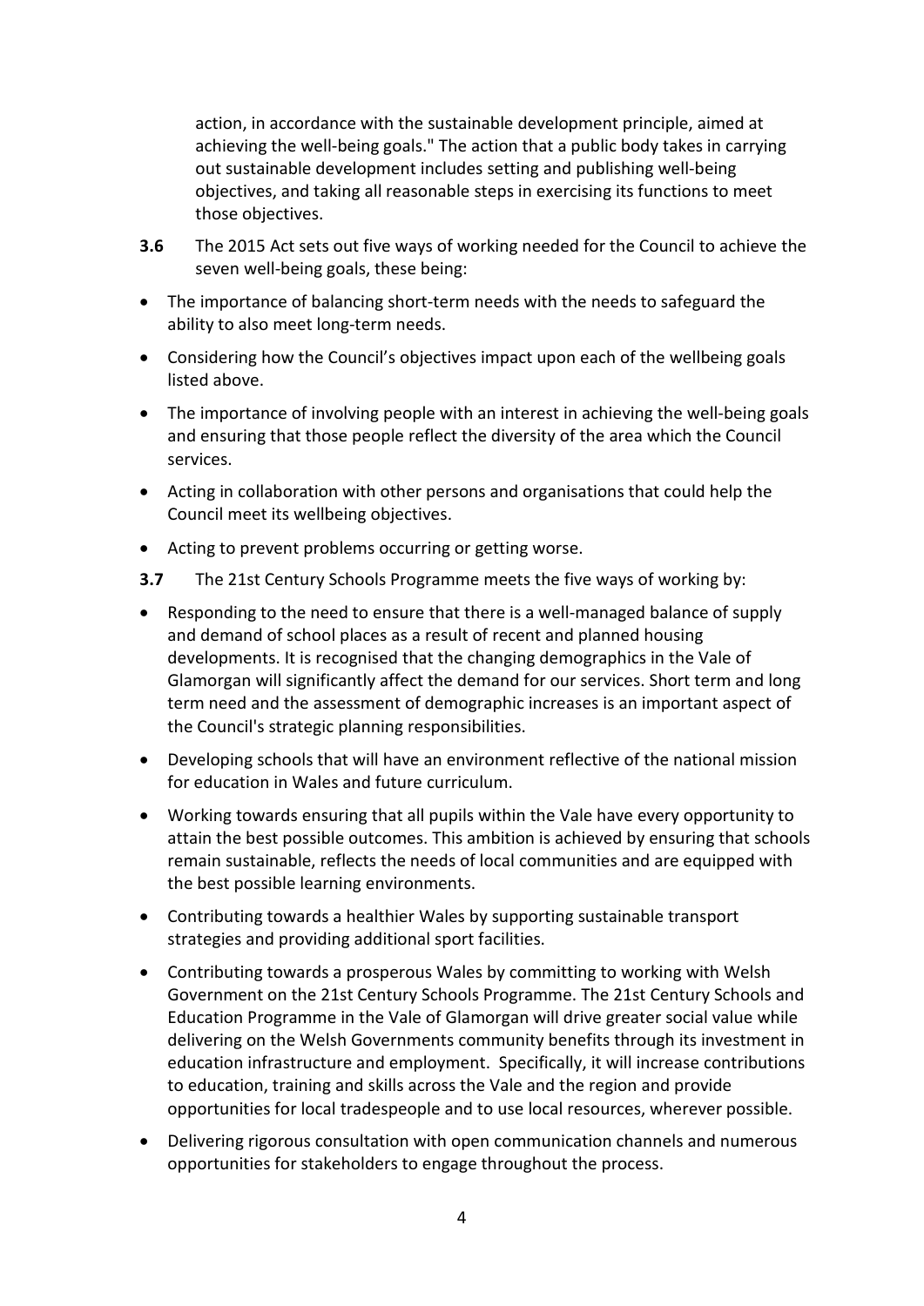action, in accordance with the sustainable development principle, aimed at achieving the well-being goals." The action that a public body takes in carrying out sustainable development includes setting and publishing well-being objectives, and taking all reasonable steps in exercising its functions to meet those objectives.

**3.6** The 2015 Act sets out five ways of working needed for the Council to achieve the seven well-being goals, these being:

- The importance of balancing short-term needs with the needs to safeguard the ability to also meet long-term needs.
- Considering how the Council's objectives impact upon each of the wellbeing goals listed above.
- The importance of involving people with an interest in achieving the well-being goals and ensuring that those people reflect the diversity of the area which the Council services.
- Acting in collaboration with other persons and organisations that could help the Council meet its wellbeing objectives.
- Acting to prevent problems occurring or getting worse.

**3.7** The 21st Century Schools Programme meets the five ways of working by:

- Responding to the need to ensure that there is a well-managed balance of supply and demand of school places as a result of recent and planned housing developments. It is recognised that the changing demographics in the Vale of Glamorgan will significantly affect the demand for our services. Short term and long term need and the assessment of demographic increases is an important aspect of the Council's strategic planning responsibilities.
- Developing schools that will have an environment reflective of the national mission for education in Wales and future curriculum.
- Working towards ensuring that all pupils within the Vale have every opportunity to attain the best possible outcomes. This ambition is achieved by ensuring that schools remain sustainable, reflects the needs of local communities and are equipped with the best possible learning environments.
- Contributing towards a healthier Wales by supporting sustainable transport strategies and providing additional sport facilities.
- Contributing towards a prosperous Wales by committing to working with Welsh Government on the 21st Century Schools Programme. The 21st Century Schools and Education Programme in the Vale of Glamorgan will drive greater social value while delivering on the Welsh Governments community benefits through its investment in education infrastructure and employment. Specifically, it will increase contributions to education, training and skills across the Vale and the region and provide opportunities for local tradespeople and to use local resources, wherever possible.
- Delivering rigorous consultation with open communication channels and numerous opportunities for stakeholders to engage throughout the process.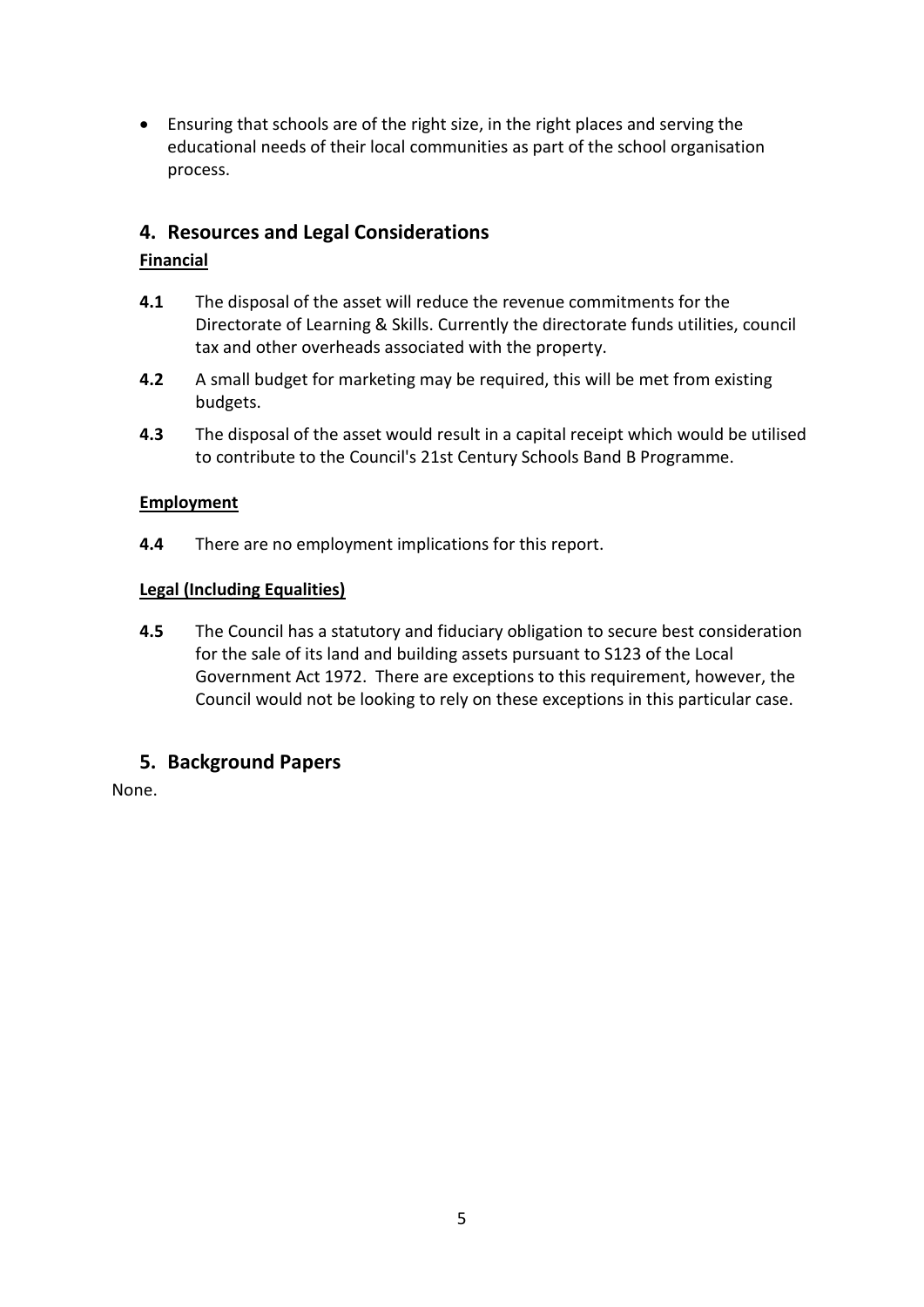- Ensuring that schools are of the right size, in the right places and serving the educational needs of their local communities as part of the school organisation process.

## 4. Resources and Legal Considerations

**Financial**

**4.1** The disposal of the asset will reduce the revenue commitments for the Directorate of Learning & Skills. Currently the directorate funds utilities, council tax and other overheads associated with the property.

**4.2** A small budget for marketing may be required, this will be met from existing budgets.

**4.3** The disposal of the asset would result in a capital receipt which would be utilised to contribute to the Council's 21st Century Schools Band B Programme.

**Employment**

**4.4** There are no employment implications for this report.

**Legal (Including Equalities)**

**4.5** The Council has a statutory and fiduciary obligation to secure best consideration for the sale of its land and building assets pursuant to S123 of the Local Government Act 1972. There are exceptions to this requirement, however, the Council would not be looking to rely on these exceptions in this particular case.

## 5. Background Papers

None.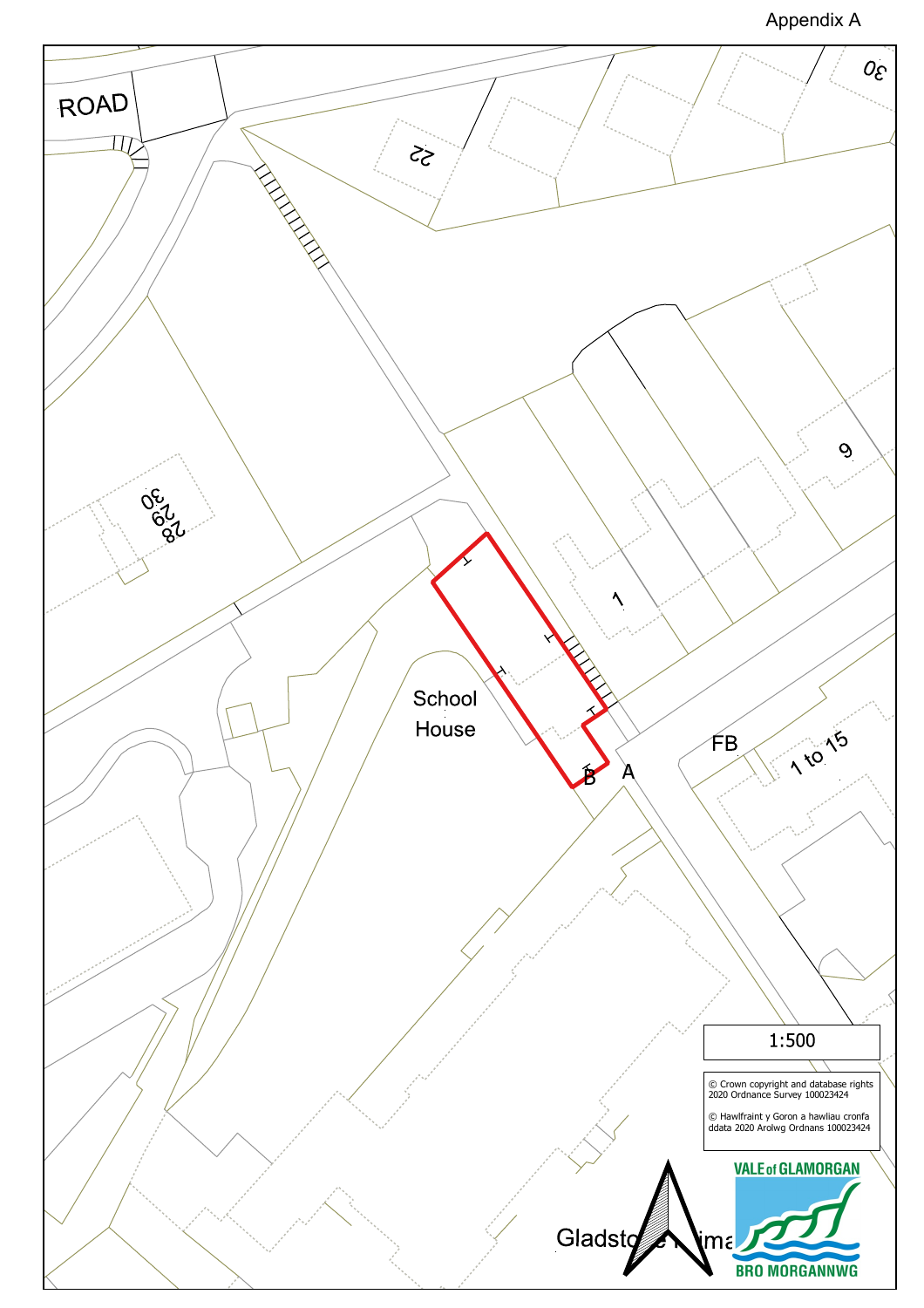Appendix A

ROAD

22

30

28
29
30

9

1

School
House

FB

1 to 15

A

B

Gladstone Prima

1:500

© Crown copyright and database rights 2020 Ordnance Survey 100023424

© Hawlfraint y Goron a hawliau cronfa ddata 2020 Arolwg Ordnans 100023424

VALE of GLAMORGAN
BRO MORGANNWG